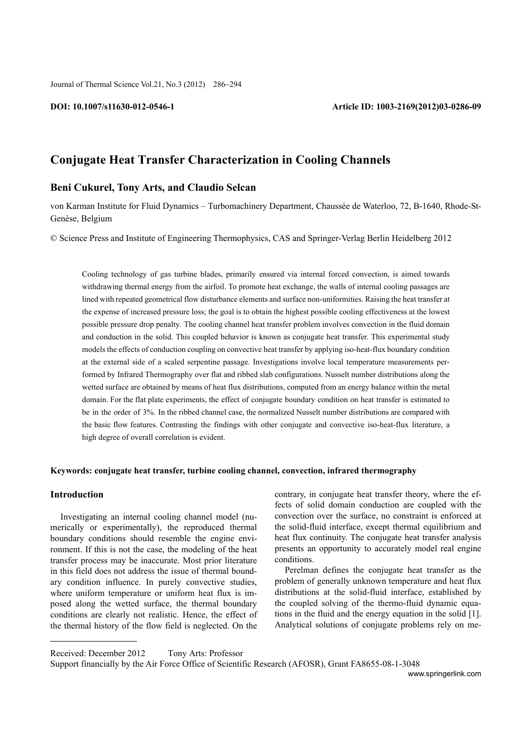DOI: 10.1007/s11630-012-0546-1 Article ID: 1003-2169(2012)03-0286-09

# Conjugate Heat Transfer Characterization in Cooling Channels

**Beni Cukurel, Tony Arts, and Claudio Selcan**

von Karman Institute for Fluid Dynamics – Turbomachinery Department, Chaussée de Waterloo, 72, B-1640, Rhode-St-Genèse, Belgium

© Science Press and Institute of Engineering Thermophysics, CAS and Springer-Verlag Berlin Heidelberg 2012

Cooling technology of gas turbine blades, primarily ensured via internal forced convection, is aimed towards withdrawing thermal energy from the airfoil. To promote heat exchange, the walls of internal cooling passages are lined with repeated geometrical flow disturbance elements and surface non-uniformities. Raising the heat transfer at the expense of increased pressure loss; the goal is to obtain the highest possible cooling effectiveness at the lowest possible pressure drop penalty. The cooling channel heat transfer problem involves convection in the fluid domain and conduction in the solid. This coupled behavior is known as conjugate heat transfer. This experimental study models the effects of conduction coupling on convective heat transfer by applying iso-heat-flux boundary condition at the external side of a scaled serpentine passage. Investigations involve local temperature measurements performed by Infrared Thermography over flat and ribbed slab configurations. Nusselt number distributions along the wetted surface are obtained by means of heat flux distributions, computed from an energy balance within the metal domain. For the flat plate experiments, the effect of conjugate boundary condition on heat transfer is estimated to be in the order of 3%. In the ribbed channel case, the normalized Nusselt number distributions are compared with the basic flow features. Contrasting the findings with other conjugate and convective iso-heat-flux literature, a high degree of overall correlation is evident.

**Keywords: conjugate heat transfer, turbine cooling channel, convection, infrared thermography**

## Introduction

Investigating an internal cooling channel model (numerically or experimentally), the reproduced thermal boundary conditions should resemble the engine environment. If this is not the case, the modeling of the heat transfer process may be inaccurate. Most prior literature in this field does not address the issue of thermal boundary condition influence. In purely convective studies, where uniform temperature or uniform heat flux is imposed along the wetted surface, the thermal boundary conditions are clearly not realistic. Hence, the effect of the thermal history of the flow field is neglected. On the contrary, in conjugate heat transfer theory, where the effects of solid domain conduction are coupled with the convection over the surface, no constraint is enforced at the solid-fluid interface, except thermal equilibrium and heat flux continuity. The conjugate heat transfer analysis presents an opportunity to accurately model real engine conditions.

Perelman defines the conjugate heat transfer as the problem of generally unknown temperature and heat flux distributions at the solid-fluid interface, established by the coupled solving of the thermo-fluid dynamic equations in the fluid and the energy equation in the solid [1]. Analytical solutions of conjugate problems rely on me-

---

Received: December 2012 Tony Arts: Professor

Support financially by the Air Force Office of Scientific Research (AFOSR), Grant FA8655-08-1-3048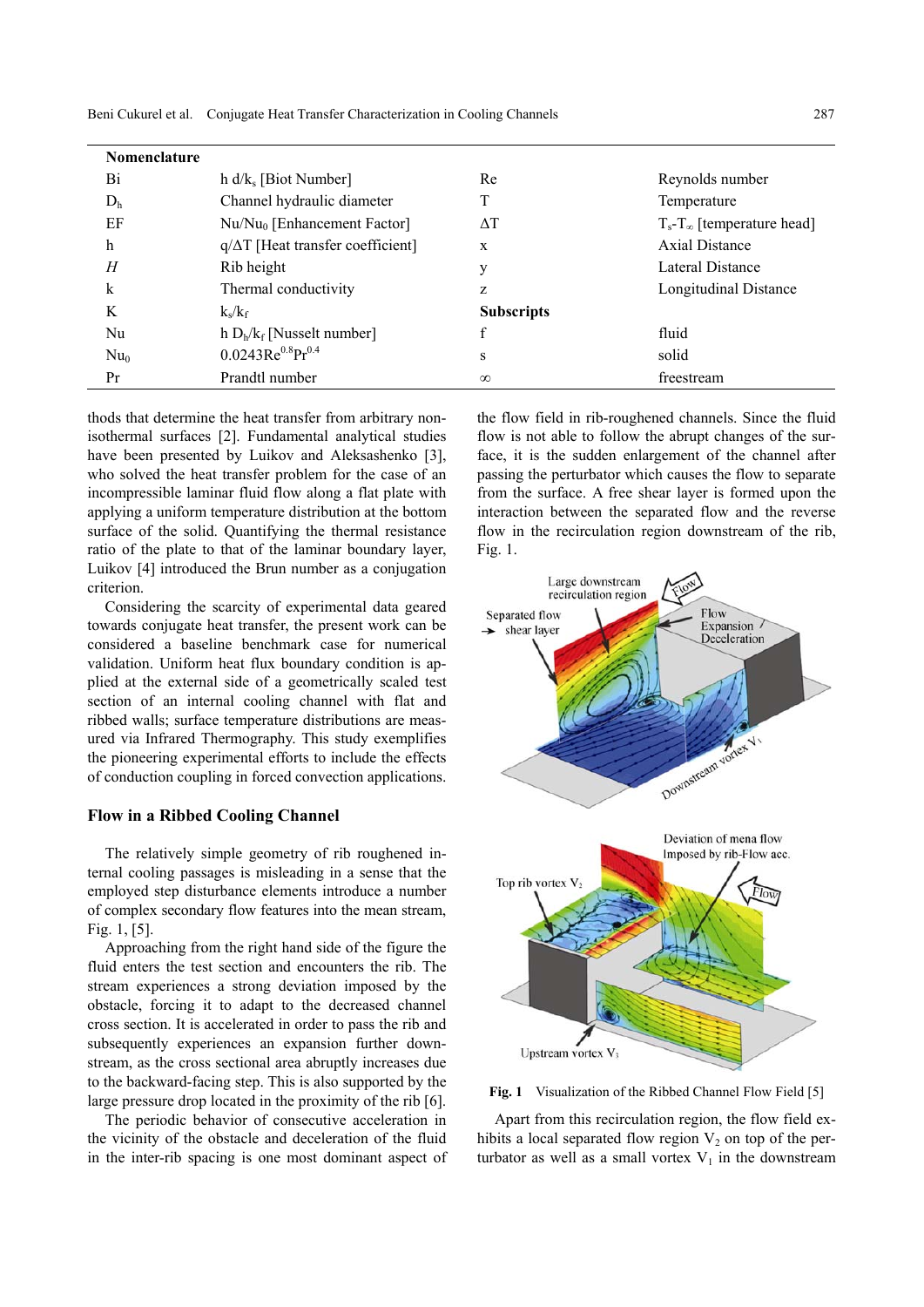## Nomenclature

| | | | |
|---|---|---|---|
| Bi | $h\, d/k_s$ [Biot Number] | Re | Reynolds number |
| $D_h$ | Channel hydraulic diameter | T | Temperature |
| EF | $Nu/Nu_0$ [Enhancement Factor] | $\Delta T$ | $T_s$-$T_\infty$ [temperature head] |
| h | $q/\Delta T$ [Heat transfer coefficient] | x | Axial Distance |
| $H$ | Rib height | y | Lateral Distance |
| k | Thermal conductivity | z | Longitudinal Distance |
| K | $k_s/k_f$ | **Subscripts** | |
| Nu | $h\, D_h/k_f$ [Nusselt number] | f | fluid |
| $Nu_0$ | $0.0243Re^{0.8}Pr^{0.4}$ | s | solid |
| Pr | Prandtl number | $\infty$ | freestream |

thods that determine the heat transfer from arbitrary non-isothermal surfaces [2]. Fundamental analytical studies have been presented by Luikov and Aleksashenko [3], who solved the heat transfer problem for the case of an incompressible laminar fluid flow along a flat plate with applying a uniform temperature distribution at the bottom surface of the solid. Quantifying the thermal resistance ratio of the plate to that of the laminar boundary layer, Luikov [4] introduced the Brun number as a conjugation criterion.

Considering the scarcity of experimental data geared towards conjugate heat transfer, the present work can be considered a baseline benchmark case for numerical validation. Uniform heat flux boundary condition is applied at the external side of a geometrically scaled test section of an internal cooling channel with flat and ribbed walls; surface temperature distributions are measured via Infrared Thermography. This study exemplifies the pioneering experimental efforts to include the effects of conduction coupling in forced convection applications.

## Flow in a Ribbed Cooling Channel

The relatively simple geometry of rib roughened internal cooling passages is misleading in a sense that the employed step disturbance elements introduce a number of complex secondary flow features into the mean stream, Fig. 1, [5].

Approaching from the right hand side of the figure the fluid enters the test section and encounters the rib. The stream experiences a strong deviation imposed by the obstacle, forcing it to adapt to the decreased channel cross section. It is accelerated in order to pass the rib and subsequently experiences an expansion further downstream, as the cross sectional area abruptly increases due to the backward-facing step. This is also supported by the large pressure drop located in the proximity of the rib [6].

The periodic behavior of consecutive acceleration in the vicinity of the obstacle and deceleration of the fluid in the inter-rib spacing is one most dominant aspect of the flow field in rib-roughened channels. Since the fluid flow is not able to follow the abrupt changes of the surface, it is the sudden enlargement of the channel after passing the perturbator which causes the flow to separate from the surface. A free shear layer is formed upon the interaction between the separated flow and the reverse flow in the recirculation region downstream of the rib, Fig. 1.

**Fig. 1** Visualization of the Ribbed Channel Flow Field [5]

Apart from this recirculation region, the flow field exhibits a local separated flow region $V_2$ on top of the perturbator as well as a small vortex $V_1$ in the downstream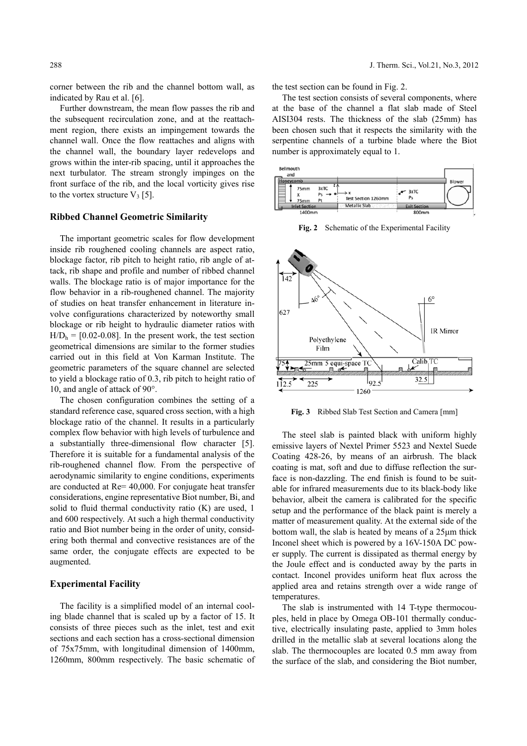corner between the rib and the channel bottom wall, as indicated by Rau et al. [6].

Further downstream, the mean flow passes the rib and the subsequent recirculation zone, and at the reattachment region, there exists an impingement towards the channel wall. Once the flow reattaches and aligns with the channel wall, the boundary layer redevelops and grows within the inter-rib spacing, until it approaches the next turbulator. The stream strongly impinges on the front surface of the rib, and the local vorticity gives rise to the vortex structure $V_3$ [5].

### Ribbed Channel Geometric Similarity

The important geometric scales for flow development inside rib roughened cooling channels are aspect ratio, blockage factor, rib pitch to height ratio, rib angle of attack, rib shape and profile and number of ribbed channel walls. The blockage ratio is of major importance for the flow behavior in a rib-roughened channel. The majority of studies on heat transfer enhancement in literature involve configurations characterized by noteworthy small blockage or rib height to hydraulic diameter ratios with $H/D_h$ = [0.02-0.08]. In the present work, the test section geometrical dimensions are similar to the former studies carried out in this field at Von Karman Institute. The geometric parameters of the square channel are selected to yield a blockage ratio of 0.3, rib pitch to height ratio of 10, and angle of attack of 90°.

The chosen configuration combines the setting of a standard reference case, squared cross section, with a high blockage ratio of the channel. It results in a particularly complex flow behavior with high levels of turbulence and a substantially three-dimensional flow character [5]. Therefore it is suitable for a fundamental analysis of the rib-roughened channel flow. From the perspective of aerodynamic similarity to engine conditions, experiments are conducted at Re= 40,000. For conjugate heat transfer considerations, engine representative Biot number, Bi, and solid to fluid thermal conductivity ratio (K) are used, 1 and 600 respectively. At such a high thermal conductivity ratio and Biot number being in the order of unity, considering both thermal and convective resistances are of the same order, the conjugate effects are expected to be augmented.

### Experimental Facility

The facility is a simplified model of an internal cooling blade channel that is scaled up by a factor of 15. It consists of three pieces such as the inlet, test and exit sections and each section has a cross-sectional dimension of 75x75mm, with longitudinal dimension of 1400mm, 1260mm, 800mm respectively. The basic schematic of the test section can be found in Fig. 2.

The test section consists of several components, where at the base of the channel a flat slab made of Steel AISI304 rests. The thickness of the slab (25mm) has been chosen such that it respects the similarity with the serpentine channels of a turbine blade where the Biot number is approximately equal to 1.

**Fig. 2** Schematic of the Experimental Facility

**Fig. 3** Ribbed Slab Test Section and Camera [mm]

The steel slab is painted black with uniform highly emissive layers of Nextel Primer 5523 and Nextel Suede Coating 428-26, by means of an airbrush. The black coating is mat, soft and due to diffuse reflection the surface is non-dazzling. The end finish is found to be suitable for infrared measurements due to its black-body like behavior, albeit the camera is calibrated for the specific setup and the performance of the black paint is merely a matter of measurement quality. At the external side of the bottom wall, the slab is heated by means of a 25μm thick Inconel sheet which is powered by a 16V-150A DC power supply. The current is dissipated as thermal energy by the Joule effect and is conducted away by the parts in contact. Inconel provides uniform heat flux across the applied area and retains strength over a wide range of temperatures.

The slab is instrumented with 14 T-type thermocouples, held in place by Omega OB-101 thermally conductive, electrically insulating paste, applied to 3mm holes drilled in the metallic slab at several locations along the slab. The thermocouples are located 0.5 mm away from the surface of the slab, and considering the Biot number,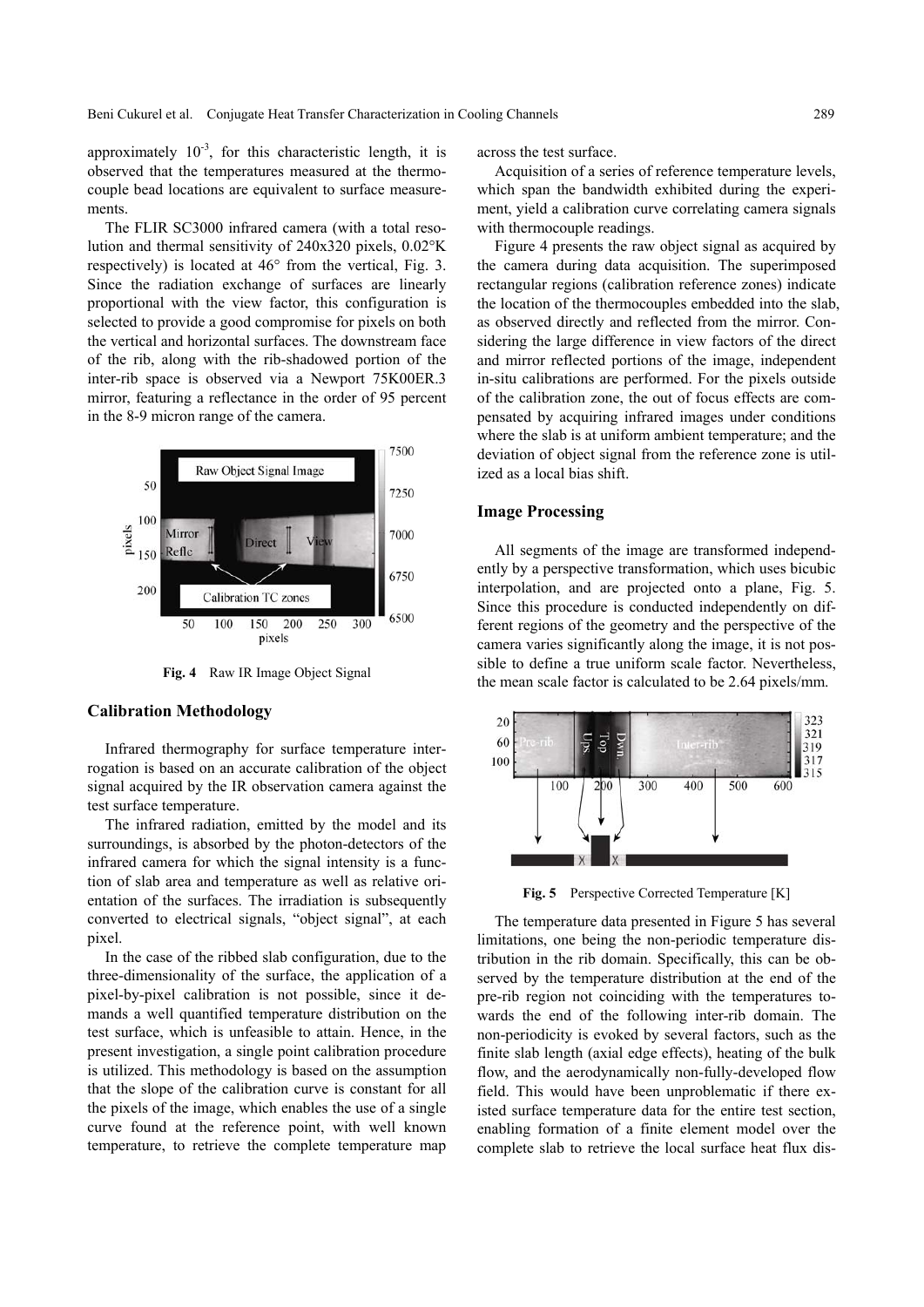approximately $10^{-3}$, for this characteristic length, it is observed that the temperatures measured at the thermocouple bead locations are equivalent to surface measurements.

The FLIR SC3000 infrared camera (with a total resolution and thermal sensitivity of 240x320 pixels, 0.02°K respectively) is located at 46° from the vertical, Fig. 3. Since the radiation exchange of surfaces are linearly proportional with the view factor, this configuration is selected to provide a good compromise for pixels on both the vertical and horizontal surfaces. The downstream face of the rib, along with the rib-shadowed portion of the inter-rib space is observed via a Newport 75K00ER.3 mirror, featuring a reflectance in the order of 95 percent in the 8-9 micron range of the camera.

Raw Object Signal Image
Mirror Reflc
Direct View
Calibration TC zones
pixels
50 100 150 200
50 100 150 200 250 300
pixels
7500 7250 7000 6750 6500

**Fig. 4** Raw IR Image Object Signal

## Calibration Methodology

Infrared thermography for surface temperature interrogation is based on an accurate calibration of the object signal acquired by the IR observation camera against the test surface temperature.

The infrared radiation, emitted by the model and its surroundings, is absorbed by the photon-detectors of the infrared camera for which the signal intensity is a function of slab area and temperature as well as relative orientation of the surfaces. The irradiation is subsequently converted to electrical signals, "object signal", at each pixel.

In the case of the ribbed slab configuration, due to the three-dimensionality of the surface, the application of a pixel-by-pixel calibration is not possible, since it demands a well quantified temperature distribution on the test surface, which is unfeasible to attain. Hence, in the present investigation, a single point calibration procedure is utilized. This methodology is based on the assumption that the slope of the calibration curve is constant for all the pixels of the image, which enables the use of a single curve found at the reference point, with well known temperature, to retrieve the complete temperature map across the test surface.

Acquisition of a series of reference temperature levels, which span the bandwidth exhibited during the experiment, yield a calibration curve correlating camera signals with thermocouple readings.

Figure 4 presents the raw object signal as acquired by the camera during data acquisition. The superimposed rectangular regions (calibration reference zones) indicate the location of the thermocouples embedded into the slab, as observed directly and reflected from the mirror. Considering the large difference in view factors of the direct and mirror reflected portions of the image, independent in-situ calibrations are performed. For the pixels outside of the calibration zone, the out of focus effects are compensated by acquiring infrared images under conditions where the slab is at uniform ambient temperature; and the deviation of object signal from the reference zone is utilized as a local bias shift.

## Image Processing

All segments of the image are transformed independently by a perspective transformation, which uses bicubic interpolation, and are projected onto a plane, Fig. 5. Since this procedure is conducted independently on different regions of the geometry and the perspective of the camera varies significantly along the image, it is not possible to define a true uniform scale factor. Nevertheless, the mean scale factor is calculated to be 2.64 pixels/mm.

20 60 100
Pre-rib
Ups Top Dwn
Inter-rib
100 200 300 400 500 600
323 321 319 317 315

**Fig. 5** Perspective Corrected Temperature [K]

The temperature data presented in Figure 5 has several limitations, one being the non-periodic temperature distribution in the rib domain. Specifically, this can be observed by the temperature distribution at the end of the pre-rib region not coinciding with the temperatures towards the end of the following inter-rib domain. The non-periodicity is evoked by several factors, such as the finite slab length (axial edge effects), heating of the bulk flow, and the aerodynamically non-fully-developed flow field. This would have been unproblematic if there existed surface temperature data for the entire test section, enabling formation of a finite element model over the complete slab to retrieve the local surface heat flux dis-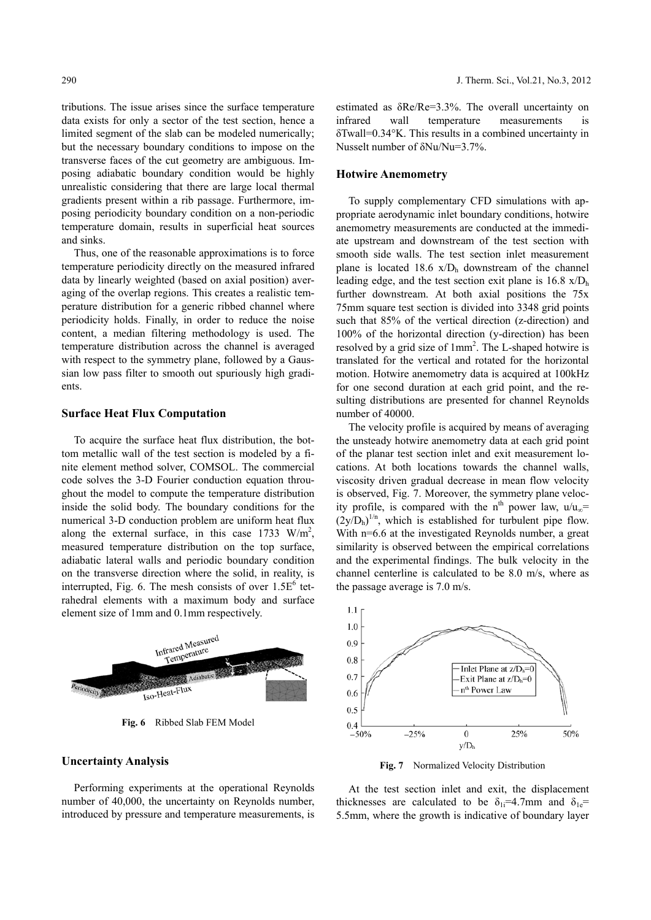tributions. The issue arises since the surface temperature data exists for only a sector of the test section, hence a limited segment of the slab can be modeled numerically; but the necessary boundary conditions to impose on the transverse faces of the cut geometry are ambiguous. Imposing adiabatic boundary condition would be highly unrealistic considering that there are large local thermal gradients present within a rib passage. Furthermore, imposing periodicity boundary condition on a non-periodic temperature domain, results in superficial heat sources and sinks.

Thus, one of the reasonable approximations is to force temperature periodicity directly on the measured infrared data by linearly weighted (based on axial position) averaging of the overlap regions. This creates a realistic temperature distribution for a generic ribbed channel where periodicity holds. Finally, in order to reduce the noise content, a median filtering methodology is used. The temperature distribution across the channel is averaged with respect to the symmetry plane, followed by a Gaussian low pass filter to smooth out spuriously high gradients.

### Surface Heat Flux Computation

To acquire the surface heat flux distribution, the bottom metallic wall of the test section is modeled by a finite element method solver, COMSOL. The commercial code solves the 3-D Fourier conduction equation throughout the model to compute the temperature distribution inside the solid body. The boundary conditions for the numerical 3-D conduction problem are uniform heat flux along the external surface, in this case 1733 $W/m^2$, measured temperature distribution on the top surface, adiabatic lateral walls and periodic boundary condition on the transverse direction where the solid, in reality, is interrupted, Fig. 6. The mesh consists of over $1.5E^6$ tetrahedral elements with a maximum body and surface element size of 1mm and 0.1mm respectively.

**Fig. 6** Ribbed Slab FEM Model

### Uncertainty Analysis

Performing experiments at the operational Reynolds number of 40,000, the uncertainty on Reynolds number, introduced by pressure and temperature measurements, is estimated as $\delta Re/Re$=3.3%. The overall uncertainty on infrared wall temperature measurements is $\delta T_{wall}$=0.34°K. This results in a combined uncertainty in Nusselt number of $\delta Nu/Nu$=3.7%.

### Hotwire Anemometry

To supply complementary CFD simulations with appropriate aerodynamic inlet boundary conditions, hotwire anemometry measurements are conducted at the immediate upstream and downstream of the test section with smooth side walls. The test section inlet measurement plane is located 18.6 $x/D_h$ downstream of the channel leading edge, and the test section exit plane is 16.8 $x/D_h$ further downstream. At both axial positions the 75x 75mm square test section is divided into 3348 grid points such that 85% of the vertical direction (z-direction) and 100% of the horizontal direction (y-direction) has been resolved by a grid size of 1mm$^2$. The L-shaped hotwire is translated for the vertical and rotated for the horizontal motion. Hotwire anemometry data is acquired at 100kHz for one second duration at each grid point, and the resulting distributions are presented for channel Reynolds number of 40000.

The velocity profile is acquired by means of averaging the unsteady hotwire anemometry data at each grid point of the planar test section inlet and exit measurement locations. At both locations towards the channel walls, viscosity driven gradual decrease in mean flow velocity is observed, Fig. 7. Moreover, the symmetry plane velocity profile, is compared with the n$^{th}$ power law, $u/u_\infty = (2y/D_h)^{1/n}$, which is established for turbulent pipe flow. With n=6.6 at the investigated Reynolds number, a great similarity is observed between the empirical correlations and the experimental findings. The bulk velocity in the channel centerline is calculated to be 8.0 m/s, where as the passage average is 7.0 m/s.

**Fig. 7** Normalized Velocity Distribution

At the test section inlet and exit, the displacement thicknesses are calculated to be $\delta_{1i}$=4.7mm and $\delta_{1e}$= 5.5mm, where the growth is indicative of boundary layer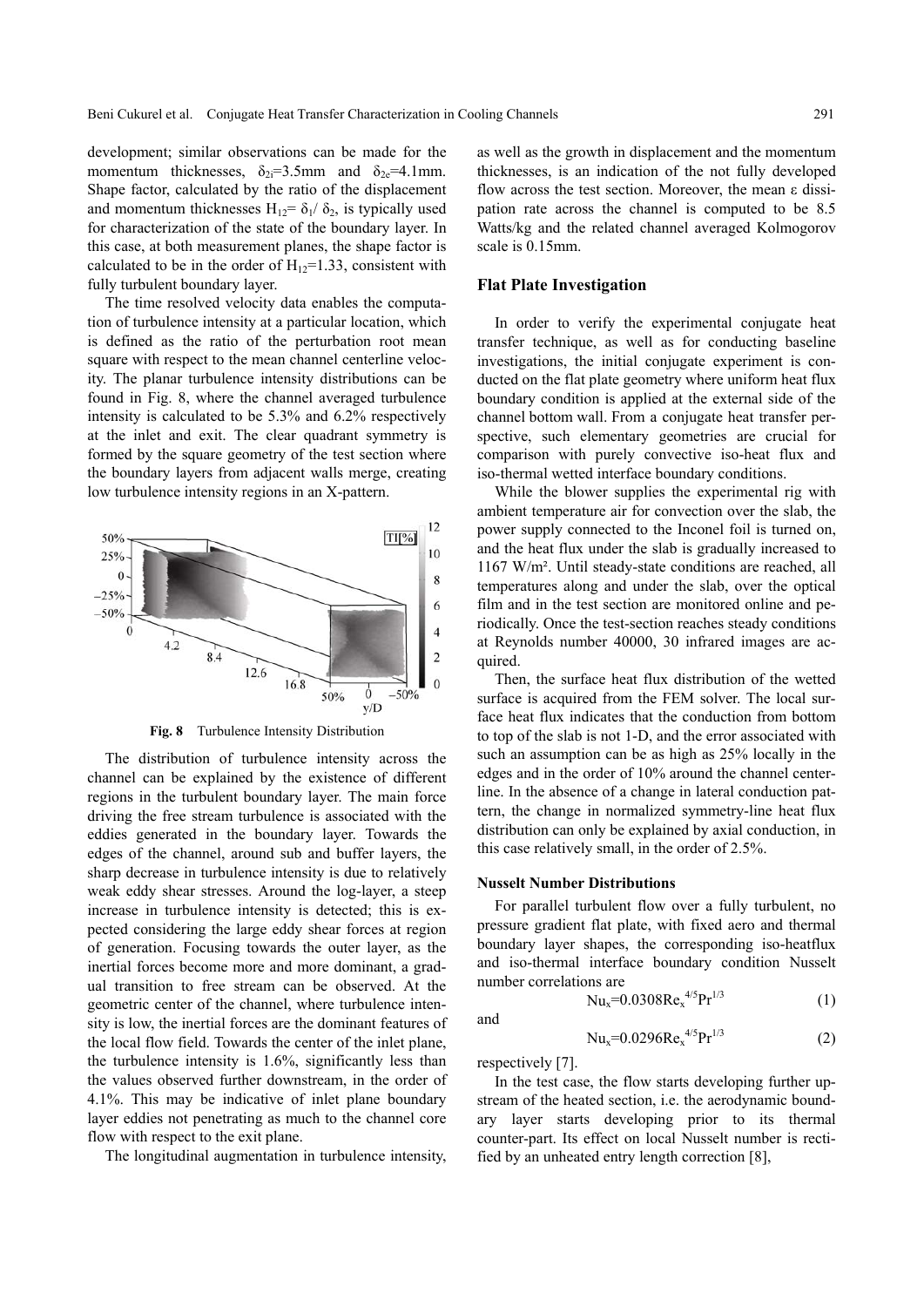development; similar observations can be made for the momentum thicknesses, $\delta_{2i}$=3.5mm and $\delta_{2e}$=4.1mm. Shape factor, calculated by the ratio of the displacement and momentum thicknesses $H_{12}= \delta_1/ \delta_2$, is typically used for characterization of the state of the boundary layer. In this case, at both measurement planes, the shape factor is calculated to be in the order of $H_{12}$=1.33, consistent with fully turbulent boundary layer.

The time resolved velocity data enables the computation of turbulence intensity at a particular location, which is defined as the ratio of the perturbation root mean square with respect to the mean channel centerline velocity. The planar turbulence intensity distributions can be found in Fig. 8, where the channel averaged turbulence intensity is calculated to be 5.3% and 6.2% respectively at the inlet and exit. The clear quadrant symmetry is formed by the square geometry of the test section where the boundary layers from adjacent walls merge, creating low turbulence intensity regions in an X-pattern.

**Fig. 8** Turbulence Intensity Distribution

The distribution of turbulence intensity across the channel can be explained by the existence of different regions in the turbulent boundary layer. The main force driving the free stream turbulence is associated with the eddies generated in the boundary layer. Towards the edges of the channel, around sub and buffer layers, the sharp decrease in turbulence intensity is due to relatively weak eddy shear stresses. Around the log-layer, a steep increase in turbulence intensity is detected; this is expected considering the large eddy shear forces at region of generation. Focusing towards the outer layer, as the inertial forces become more and more dominant, a gradual transition to free stream can be observed. At the geometric center of the channel, where turbulence intensity is low, the inertial forces are the dominant features of the local flow field. Towards the center of the inlet plane, the turbulence intensity is 1.6%, significantly less than the values observed further downstream, in the order of 4.1%. This may be indicative of inlet plane boundary layer eddies not penetrating as much to the channel core flow with respect to the exit plane.

The longitudinal augmentation in turbulence intensity, as well as the growth in displacement and the momentum thicknesses, is an indication of the not fully developed flow across the test section. Moreover, the mean $\varepsilon$ dissipation rate across the channel is computed to be 8.5 Watts/kg and the related channel averaged Kolmogorov scale is 0.15mm.

## Flat Plate Investigation

In order to verify the experimental conjugate heat transfer technique, as well as for conducting baseline investigations, the initial conjugate experiment is conducted on the flat plate geometry where uniform heat flux boundary condition is applied at the external side of the channel bottom wall. From a conjugate heat transfer perspective, such elementary geometries are crucial for comparison with purely convective iso-heat flux and iso-thermal wetted interface boundary conditions.

While the blower supplies the experimental rig with ambient temperature air for convection over the slab, the power supply connected to the Inconel foil is turned on, and the heat flux under the slab is gradually increased to 1167 W/m². Until steady-state conditions are reached, all temperatures along and under the slab, over the optical film and in the test section are monitored online and periodically. Once the test-section reaches steady conditions at Reynolds number 40000, 30 infrared images are acquired.

Then, the surface heat flux distribution of the wetted surface is acquired from the FEM solver. The local surface heat flux indicates that the conduction from bottom to top of the slab is not 1-D, and the error associated with such an assumption can be as high as 25% locally in the edges and in the order of 10% around the channel centerline. In the absence of a change in lateral conduction pattern, the change in normalized symmetry-line heat flux distribution can only be explained by axial conduction, in this case relatively small, in the order of 2.5%.

### Nusselt Number Distributions

For parallel turbulent flow over a fully turbulent, no pressure gradient flat plate, with fixed aero and thermal boundary layer shapes, the corresponding iso-heatflux and iso-thermal interface boundary condition Nusselt number correlations are

$$Nu_x=0.0308Re_x^{4/5}Pr^{1/3} \tag{1}$$

and

$$Nu_x=0.0296Re_x^{4/5}Pr^{1/3} \tag{2}$$

respectively [7].

In the test case, the flow starts developing further upstream of the heated section, i.e. the aerodynamic boundary layer starts developing prior to its thermal counter-part. Its effect on local Nusselt number is rectified by an unheated entry length correction [8],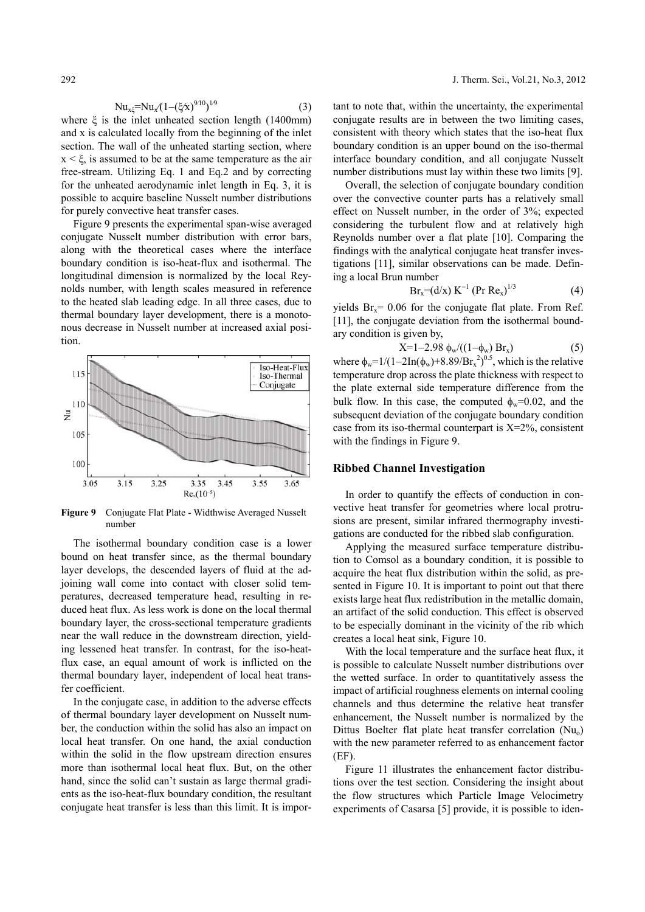$$\mathrm{Nu}_{x\xi}=\mathrm{Nu}_x/(1-(\xi/x)^{9/10})^{1/9} \quad (3)$$

where $\xi$ is the inlet unheated section length (1400mm) and x is calculated locally from the beginning of the inlet section. The wall of the unheated starting section, where $x < \xi$, is assumed to be at the same temperature as the air free-stream. Utilizing Eq. 1 and Eq.2 and by correcting for the unheated aerodynamic inlet length in Eq. 3, it is possible to acquire baseline Nusselt number distributions for purely convective heat transfer cases.

Figure 9 presents the experimental span-wise averaged conjugate Nusselt number distribution with error bars, along with the theoretical cases where the interface boundary condition is iso-heat-flux and isothermal. The longitudinal dimension is normalized by the local Reynolds number, with length scales measured in reference to the heated slab leading edge. In all three cases, due to thermal boundary layer development, there is a monotonous decrease in Nusselt number at increased axial position.

Iso-Heat-Flux
Iso-Thermal
Conjugate

115
110
105
100
Nu

3.05 3.15 3.25 3.35 3.45 3.55 3.65
$\mathrm{Re}_x(10^{-5})$

**Figure 9** Conjugate Flat Plate - Widthwise Averaged Nusselt number

The isothermal boundary condition case is a lower bound on heat transfer since, as the thermal boundary layer develops, the descended layers of fluid at the adjoining wall come into contact with closer solid temperatures, decreased temperature head, resulting in reduced heat flux. As less work is done on the local thermal boundary layer, the cross-sectional temperature gradients near the wall reduce in the downstream direction, yielding lessened heat transfer. In contrast, for the iso-heat-flux case, an equal amount of work is inflicted on the thermal boundary layer, independent of local heat transfer coefficient.

In the conjugate case, in addition to the adverse effects of thermal boundary layer development on Nusselt number, the conduction within the solid has also an impact on local heat transfer. On one hand, the axial conduction within the solid in the flow upstream direction ensures more than isothermal local heat flux. But, on the other hand, since the solid can't sustain as large thermal gradients as the iso-heat-flux boundary condition, the resultant conjugate heat transfer is less than this limit. It is important to note that, within the uncertainty, the experimental conjugate results are in between the two limiting cases, consistent with theory which states that the iso-heat flux boundary condition is an upper bound on the iso-thermal interface boundary condition, and all conjugate Nusselt number distributions must lay within these two limits [9].

Overall, the selection of conjugate boundary condition over the convective counter parts has a relatively small effect on Nusselt number, in the order of 3%; expected considering the turbulent flow and at relatively high Reynolds number over a flat plate [10]. Comparing the findings with the analytical conjugate heat transfer investigations [11], similar observations can be made. Defining a local Brun number

$$\mathrm{Br}_x=(d/x)\,K^{-1}\,(\mathrm{Pr}\,\mathrm{Re}_x)^{1/3} \quad (4)$$

yields $\mathrm{Br}_x= 0.06$ for the conjugate flat plate. From Ref. [11], the conjugate deviation from the isothermal boundary condition is given by,

$$X=1-2.98\,\phi_w/((1-\phi_w)\,\mathrm{Br}_x) \quad (5)$$

where $\phi_w=1/(1-2\ln(\phi_w)+8.89/\mathrm{Br}_x^2)^{0.5}$, which is the relative temperature drop across the plate thickness with respect to the plate external side temperature difference from the bulk flow. In this case, the computed $\phi_w$=0.02, and the subsequent deviation of the conjugate boundary condition case from its iso-thermal counterpart is X=2%, consistent with the findings in Figure 9.

## Ribbed Channel Investigation

In order to quantify the effects of conduction in convective heat transfer for geometries where local protrusions are present, similar infrared thermography investigations are conducted for the ribbed slab configuration.

Applying the measured surface temperature distribution to Comsol as a boundary condition, it is possible to acquire the heat flux distribution within the solid, as presented in Figure 10. It is important to point out that there exists large heat flux redistribution in the metallic domain, an artifact of the solid conduction. This effect is observed to be especially dominant in the vicinity of the rib which creates a local heat sink, Figure 10.

With the local temperature and the surface heat flux, it is possible to calculate Nusselt number distributions over the wetted surface. In order to quantitatively assess the impact of artificial roughness elements on internal cooling channels and thus determine the relative heat transfer enhancement, the Nusselt number is normalized by the Dittus Boelter flat plate heat transfer correlation ($\mathrm{Nu}_o$) with the new parameter referred to as enhancement factor (EF).

Figure 11 illustrates the enhancement factor distributions over the test section. Considering the insight about the flow structures which Particle Image Velocimetry experiments of Casarsa [5] provide, it is possible to iden-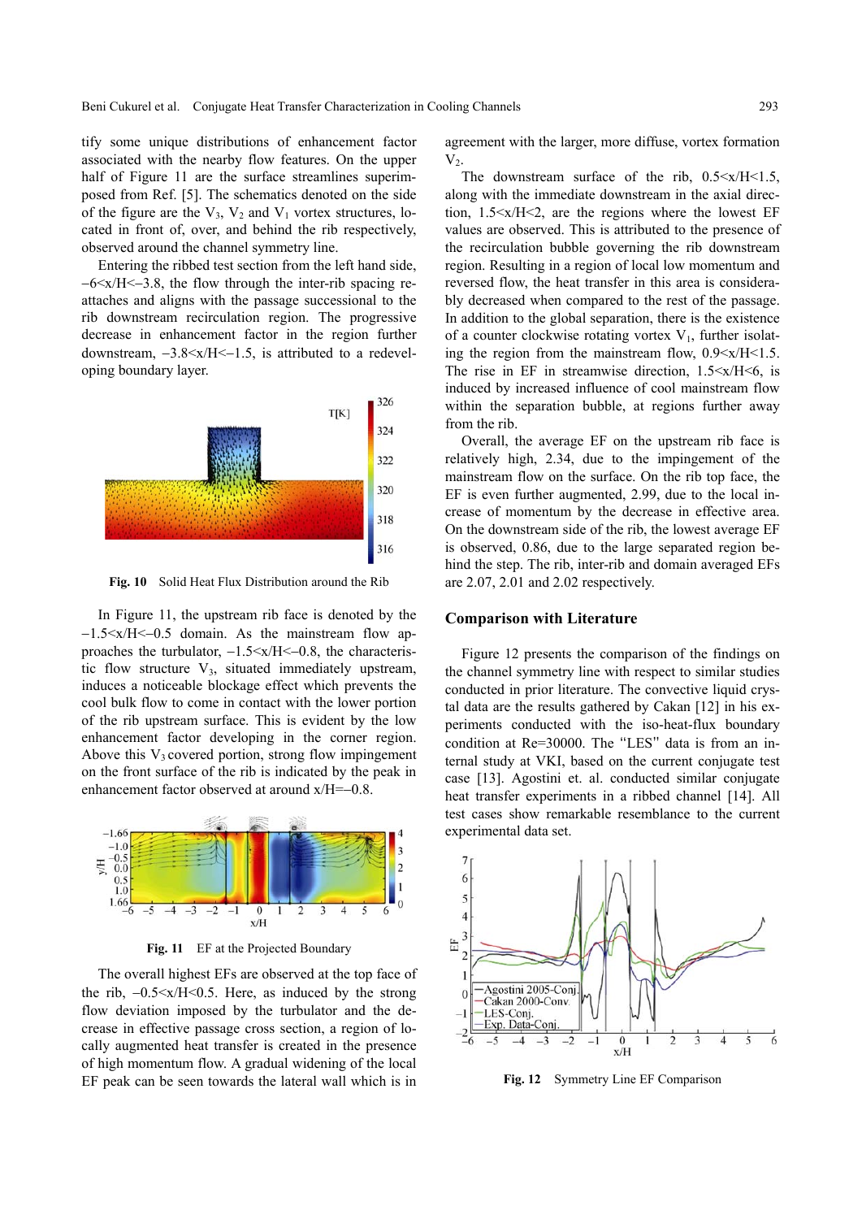tify some unique distributions of enhancement factor associated with the nearby flow features. On the upper half of Figure 11 are the surface streamlines superimposed from Ref. [5]. The schematics denoted on the side of the figure are the $V_3$, $V_2$ and $V_1$ vortex structures, located in front of, over, and behind the rib respectively, observed around the channel symmetry line.

Entering the ribbed test section from the left hand side, $-6<x/H<-3.8$, the flow through the inter-rib spacing reattaches and aligns with the passage successional to the rib downstream recirculation region. The progressive decrease in enhancement factor in the region further downstream, $-3.8<x/H<-1.5$, is attributed to a redeveloping boundary layer.

**Fig. 10** Solid Heat Flux Distribution around the Rib

In Figure 11, the upstream rib face is denoted by the $-1.5<x/H<-0.5$ domain. As the mainstream flow approaches the turbulator, $-1.5<x/H<-0.8$, the characteristic flow structure $V_3$, situated immediately upstream, induces a noticeable blockage effect which prevents the cool bulk flow to come in contact with the lower portion of the rib upstream surface. This is evident by the low enhancement factor developing in the corner region. Above this $V_3$ covered portion, strong flow impingement on the front surface of the rib is indicated by the peak in enhancement factor observed at around $x/H=-0.8$.

**Fig. 11** EF at the Projected Boundary

The overall highest EFs are observed at the top face of the rib, $-0.5<x/H<0.5$. Here, as induced by the strong flow deviation imposed by the turbulator and the decrease in effective passage cross section, a region of locally augmented heat transfer is created in the presence of high momentum flow. A gradual widening of the local EF peak can be seen towards the lateral wall which is in agreement with the larger, more diffuse, vortex formation $V_2$.

The downstream surface of the rib, $0.5<x/H<1.5$, along with the immediate downstream in the axial direction, $1.5<x/H<2$, are the regions where the lowest EF values are observed. This is attributed to the presence of the recirculation bubble governing the rib downstream region. Resulting in a region of local low momentum and reversed flow, the heat transfer in this area is considerably decreased when compared to the rest of the passage. In addition to the global separation, there is the existence of a counter clockwise rotating vortex $V_1$, further isolating the region from the mainstream flow, $0.9<x/H<1.5$. The rise in EF in streamwise direction, $1.5<x/H<6$, is induced by increased influence of cool mainstream flow within the separation bubble, at regions further away from the rib.

Overall, the average EF on the upstream rib face is relatively high, 2.34, due to the impingement of the mainstream flow on the surface. On the rib top face, the EF is even further augmented, 2.99, due to the local increase of momentum by the decrease in effective area. On the downstream side of the rib, the lowest average EF is observed, 0.86, due to the large separated region behind the step. The rib, inter-rib and domain averaged EFs are 2.07, 2.01 and 2.02 respectively.

## Comparison with Literature

Figure 12 presents the comparison of the findings on the channel symmetry line with respect to similar studies conducted in prior literature. The convective liquid crystal data are the results gathered by Cakan [12] in his experiments conducted with the iso-heat-flux boundary condition at Re=30000. The "LES" data is from an internal study at VKI, based on the current conjugate test case [13]. Agostini et. al. conducted similar conjugate heat transfer experiments in a ribbed channel [14]. All test cases show remarkable resemblance to the current experimental data set.

**Fig. 12** Symmetry Line EF Comparison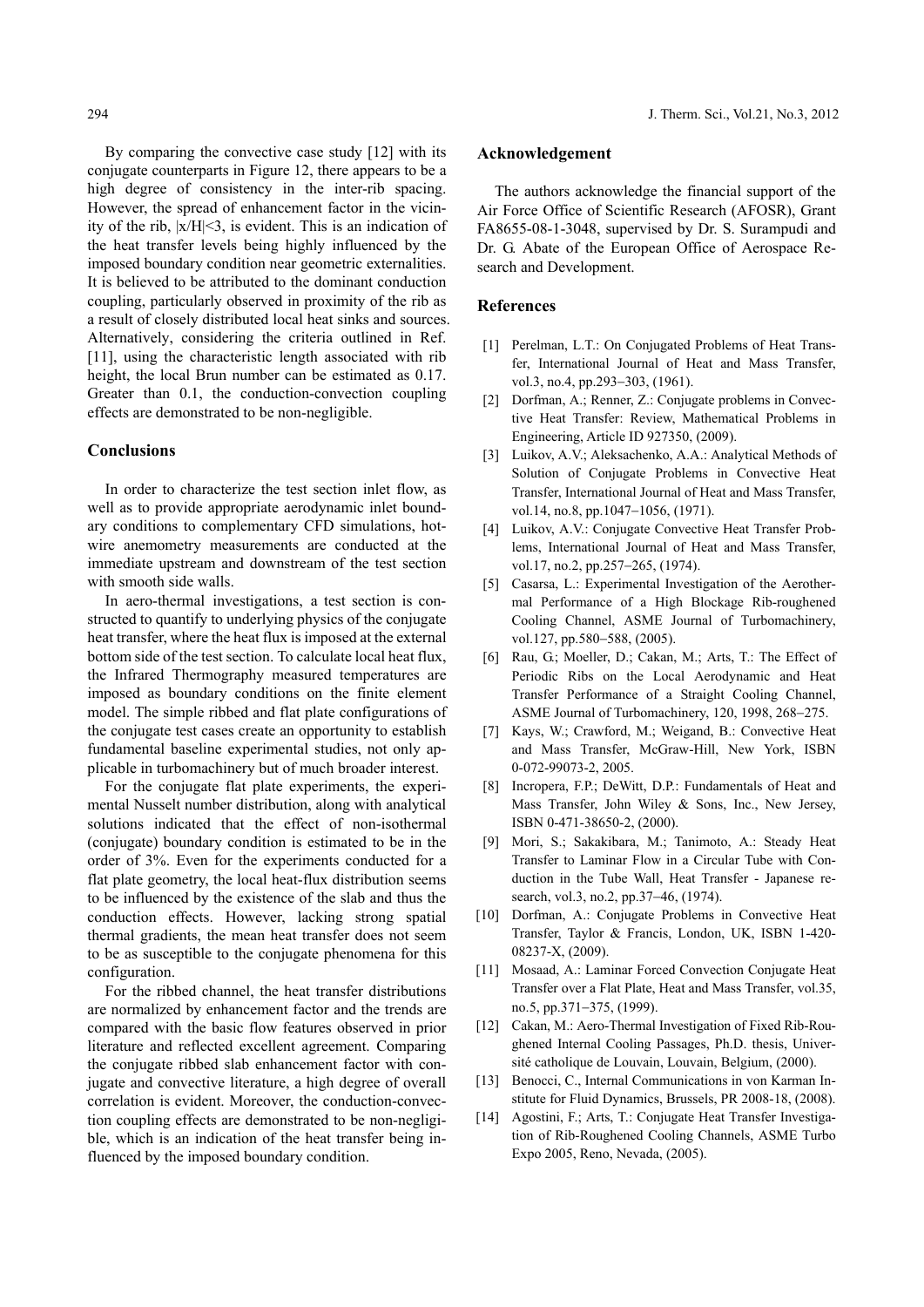By comparing the convective case study [12] with its conjugate counterparts in Figure 12, there appears to be a high degree of consistency in the inter-rib spacing. However, the spread of enhancement factor in the vicinity of the rib, $|x/H|<3$, is evident. This is an indication of the heat transfer levels being highly influenced by the imposed boundary condition near geometric externalities. It is believed to be attributed to the dominant conduction coupling, particularly observed in proximity of the rib as a result of closely distributed local heat sinks and sources. Alternatively, considering the criteria outlined in Ref. [11], using the characteristic length associated with rib height, the local Brun number can be estimated as 0.17. Greater than 0.1, the conduction-convection coupling effects are demonstrated to be non-negligible.

## Conclusions

In order to characterize the test section inlet flow, as well as to provide appropriate aerodynamic inlet boundary conditions to complementary CFD simulations, hot-wire anemometry measurements are conducted at the immediate upstream and downstream of the test section with smooth side walls.

In aero-thermal investigations, a test section is constructed to quantify to underlying physics of the conjugate heat transfer, where the heat flux is imposed at the external bottom side of the test section. To calculate local heat flux, the Infrared Thermography measured temperatures are imposed as boundary conditions on the finite element model. The simple ribbed and flat plate configurations of the conjugate test cases create an opportunity to establish fundamental baseline experimental studies, not only applicable in turbomachinery but of much broader interest.

For the conjugate flat plate experiments, the experimental Nusselt number distribution, along with analytical solutions indicated that the effect of non-isothermal (conjugate) boundary condition is estimated to be in the order of 3%. Even for the experiments conducted for a flat plate geometry, the local heat-flux distribution seems to be influenced by the existence of the slab and thus the conduction effects. However, lacking strong spatial thermal gradients, the mean heat transfer does not seem to be as susceptible to the conjugate phenomena for this configuration.

For the ribbed channel, the heat transfer distributions are normalized by enhancement factor and the trends are compared with the basic flow features observed in prior literature and reflected excellent agreement. Comparing the conjugate ribbed slab enhancement factor with conjugate and convective literature, a high degree of overall correlation is evident. Moreover, the conduction-convection coupling effects are demonstrated to be non-negligible, which is an indication of the heat transfer being influenced by the imposed boundary condition.

## Acknowledgement

The authors acknowledge the financial support of the Air Force Office of Scientific Research (AFOSR), Grant FA8655-08-1-3048, supervised by Dr. S. Surampudi and Dr. G. Abate of the European Office of Aerospace Research and Development.

## References

[1] Perelman, L.T.: On Conjugated Problems of Heat Transfer, International Journal of Heat and Mass Transfer, vol.3, no.4, pp.293–303, (1961).

[2] Dorfman, A.; Renner, Z.: Conjugate problems in Convective Heat Transfer: Review, Mathematical Problems in Engineering, Article ID 927350, (2009).

[3] Luikov, A.V.; Aleksachenko, A.A.: Analytical Methods of Solution of Conjugate Problems in Convective Heat Transfer, International Journal of Heat and Mass Transfer, vol.14, no.8, pp.1047–1056, (1971).

[4] Luikov, A.V.: Conjugate Convective Heat Transfer Problems, International Journal of Heat and Mass Transfer, vol.17, no.2, pp.257–265, (1974).

[5] Casarsa, L.: Experimental Investigation of the Aerothermal Performance of a High Blockage Rib-roughened Cooling Channel, ASME Journal of Turbomachinery, vol.127, pp.580–588, (2005).

[6] Rau, G.; Moeller, D.; Cakan, M.; Arts, T.: The Effect of Periodic Ribs on the Local Aerodynamic and Heat Transfer Performance of a Straight Cooling Channel, ASME Journal of Turbomachinery, 120, 1998, 268–275.

[7] Kays, W.; Crawford, M.; Weigand, B.: Convective Heat and Mass Transfer, McGraw-Hill, New York, ISBN 0-072-99073-2, 2005.

[8] Incropera, F.P.; DeWitt, D.P.: Fundamentals of Heat and Mass Transfer, John Wiley & Sons, Inc., New Jersey, ISBN 0-471-38650-2, (2000).

[9] Mori, S.; Sakakibara, M.; Tanimoto, A.: Steady Heat Transfer to Laminar Flow in a Circular Tube with Conduction in the Tube Wall, Heat Transfer - Japanese research, vol.3, no.2, pp.37–46, (1974).

[10] Dorfman, A.: Conjugate Problems in Convective Heat Transfer, Taylor & Francis, London, UK, ISBN 1-420-08237-X, (2009).

[11] Mosaad, A.: Laminar Forced Convection Conjugate Heat Transfer over a Flat Plate, Heat and Mass Transfer, vol.35, no.5, pp.371–375, (1999).

[12] Cakan, M.: Aero-Thermal Investigation of Fixed Rib-Roughened Internal Cooling Passages, Ph.D. thesis, Université catholique de Louvain, Louvain, Belgium, (2000).

[13] Benocci, C., Internal Communications in von Karman Institute for Fluid Dynamics, Brussels, PR 2008-18, (2008).

[14] Agostini, F.; Arts, T.: Conjugate Heat Transfer Investigation of Rib-Roughened Cooling Channels, ASME Turbo Expo 2005, Reno, Nevada, (2005).